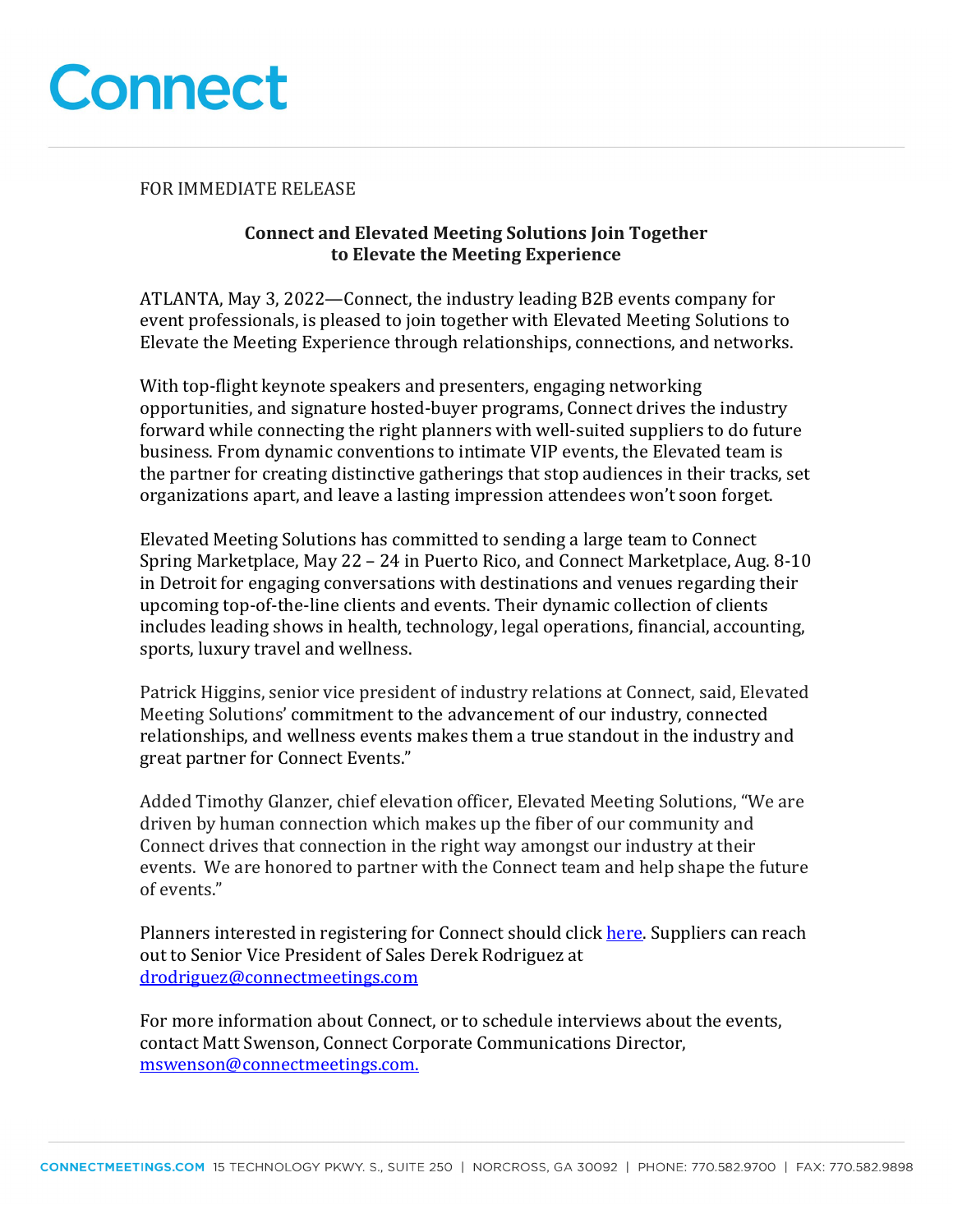# Connect

FOR IMMEDIATE RELEASE

**Connect and Elevated Meeting Solutions Join Together to Elevate the Meeting Experience**

ATLANTA, May 3, 2022—Connect, the industry leading B2B events company for event professionals, is pleased to join together with Elevated Meeting Solutions to Elevate the Meeting Experience through relationships, connections, and networks.

With top-flight keynote speakers and presenters, engaging networking opportunities, and signature hosted-buyer programs, Connect drives the industry forward while connecting the right planners with well-suited suppliers to do future business. From dynamic conventions to intimate VIP events, the Elevated team is the partner for creating distinctive gatherings that stop audiences in their tracks, set organizations apart, and leave a lasting impression attendees won't soon forget.

Elevated Meeting Solutions has committed to sending a large team to Connect Spring Marketplace, May 22 – 24 in Puerto Rico, and Connect Marketplace, Aug. 8-10 in Detroit for engaging conversations with destinations and venues regarding their upcoming top-of-the-line clients and events. Their dynamic collection of clients includes leading shows in health, technology, legal operations, financial, accounting, sports, luxury travel and wellness.

Patrick Higgins, senior vice president of industry relations at Connect, said, Elevated Meeting Solutions' commitment to the advancement of our industry, connected relationships, and wellness events makes them a true standout in the industry and great partner for Connect Events."

Added Timothy Glanzer, chief elevation officer, Elevated Meeting Solutions, "We are driven by human connection which makes up the fiber of our community and Connect drives that connection in the right way amongst our industry at their events. We are honored to partner with the Connect team and help shape the future of events."

Planners interested in registering for Connect should click here. Suppliers can reach out to Senior Vice President of Sales Derek Rodriguez at drodriguez@connectmeetings.com

For more information about Connect, or to schedule interviews about the events, contact Matt Swenson, Connect Corporate Communications Director, mswenson@connectmeetings.com.

CONNECTMEETINGS.COM | 15 TECHNOLOGY PKWY. S., SUITE 250 | NORCROSS, GA 30092 | PHONE: 770.582.9700 | FAX: 770.582.9898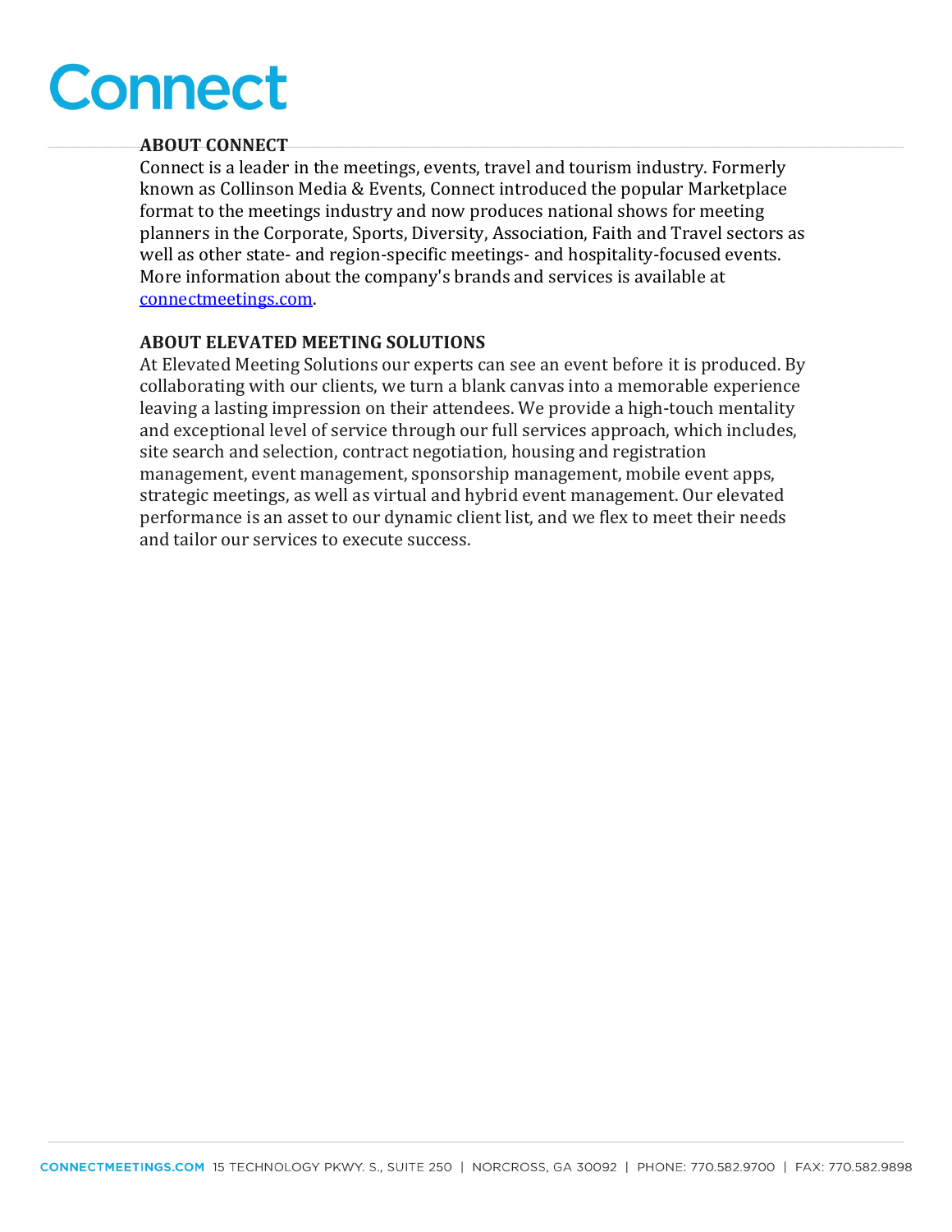**ABOUT CONNECT**
Connect is a leader in the meetings, events, travel and tourism industry. Formerly known as Collinson Media & Events, Connect introduced the popular Marketplace format to the meetings industry and now produces national shows for meeting planners in the Corporate, Sports, Diversity, Association, Faith and Travel sectors as well as other state- and region-specific meetings- and hospitality-focused events. More information about the company's brands and services is available at [connectmeetings.com](connectmeetings.com).

**ABOUT ELEVATED MEETING SOLUTIONS**
At Elevated Meeting Solutions our experts can see an event before it is produced. By collaborating with our clients, we turn a blank canvas into a memorable experience leaving a lasting impression on their attendees. We provide a high-touch mentality and exceptional level of service through our full services approach, which includes, site search and selection, contract negotiation, housing and registration management, event management, sponsorship management, mobile event apps, strategic meetings, as well as virtual and hybrid event management. Our elevated performance is an asset to our dynamic client list, and we flex to meet their needs and tailor our services to execute success.